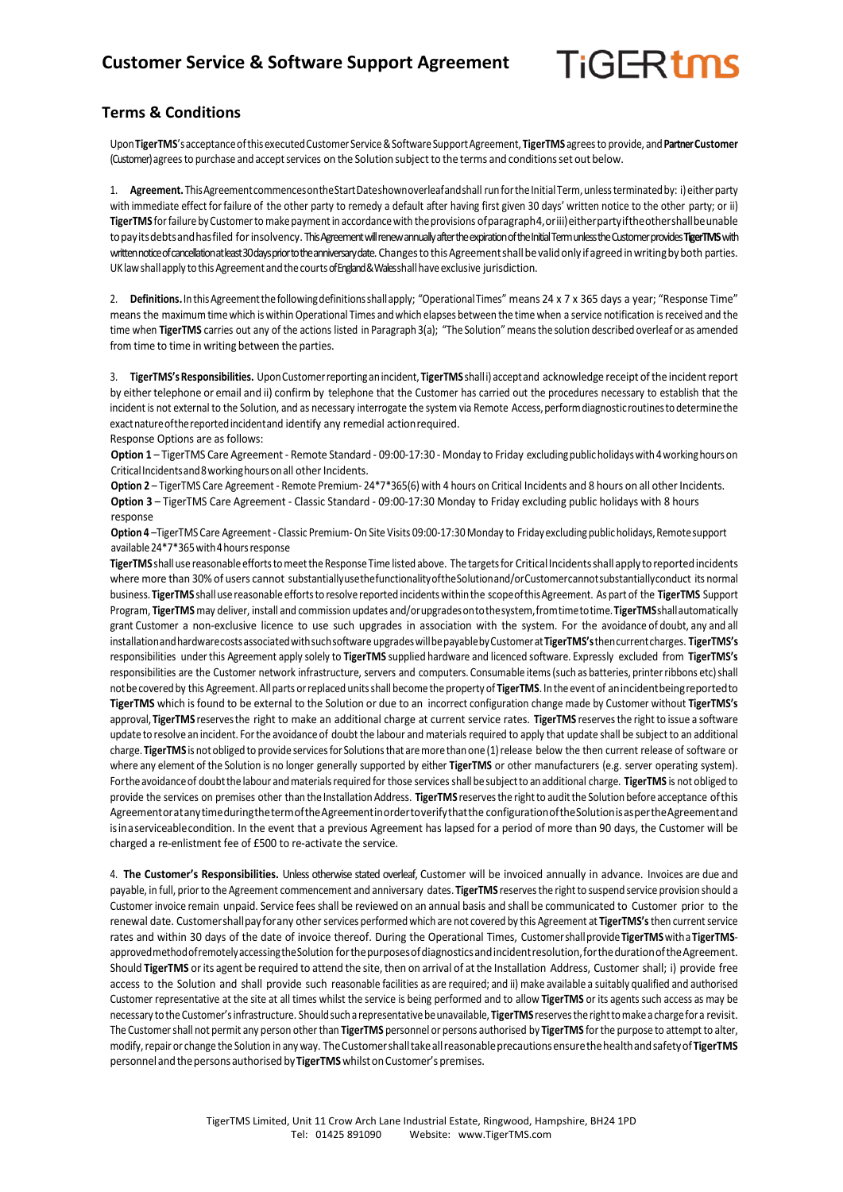# Customer Service & Software Support Agreement

TiGERtms

## Terms & Conditions

Upon **TigerTMS**'s acceptance of this executed Customer Service & Software Support Agreement, **TigerTMS** agrees to provide, and **Partner Customer** (Customer) agrees to purchase and accept services on the Solution subject to the terms and conditions set out below.

1. **Agreement.** This Agreement commences on the Start Date shown overleaf and shall run for the Initial Term, unless terminated by: i) either party with immediate effect for failure of the other party to remedy a default after having first given 30 days' written notice to the other party; or ii) **TigerTMS** for failure by Customer to make payment in accordance with the provisions of paragraph 4, or iii) either party if the other shall be unable to pay its debts and has filed for insolvency. This Agreement will renew annually after the expiration of the Initial Term unless the Customer provides **TigerTMS** with written notice of cancellation at least 30 days prior to the anniversary date. Changes to this Agreement shall be valid only if agreed in writing by both parties. UK law shall apply to this Agreement and the courts of England & Wales shall have exclusive jurisdiction.

2. **Definitions.** In this Agreement the following definitions shall apply; "Operational Times" means 24 x 7 x 365 days a year; "Response Time" means the maximum time which is within Operational Times and which elapses between the time when a service notification is received and the time when **TigerTMS** carries out any of the actions listed in Paragraph 3(a); "The Solution" means the solution described overleaf or as amended from time to time in writing between the parties.

3. **TigerTMS's Responsibilities.** Upon Customer reporting an incident, **TigerTMS** shall i) accept and acknowledge receipt of the incident report by either telephone or email and ii) confirm by telephone that the Customer has carried out the procedures necessary to establish that the incident is not external to the Solution, and as necessary interrogate the system via Remote Access, perform diagnostic routines to determine the exact nature of the reported incident and identify any remedial action required.
Response Options are as follows:
**Option 1** – TigerTMS Care Agreement - Remote Standard - 09:00-17:30 - Monday to Friday excluding public holidays with 4 working hours on Critical Incidents and 8 working hours on all other Incidents.
**Option 2** – TigerTMS Care Agreement - Remote Premium- 24*7*365(6) with 4 hours on Critical Incidents and 8 hours on all other Incidents.
**Option 3** – TigerTMS Care Agreement - Classic Standard - 09:00-17:30 Monday to Friday excluding public holidays with 8 hours response
**Option 4** –TigerTMS Care Agreement - Classic Premium- On Site Visits 09:00-17:30 Monday to Friday excluding public holidays, Remote support available 24*7*365 with 4 hours response
**TigerTMS** shall use reasonable efforts to meet the Response Time listed above. The targets for Critical Incidents shall apply to reported incidents where more than 30% of users cannot substantially use the functionality of the Solution and/or Customer cannot substantially conduct its normal business. **TigerTMS** shall use reasonable efforts to resolve reported incidents within the scope of this Agreement. As part of the **TigerTMS** Support Program, **TigerTMS** may deliver, install and commission updates and/or upgrades onto the system, from time to time. **TigerTMS** shall automatically grant Customer a non-exclusive licence to use such upgrades in association with the system. For the avoidance of doubt, any and all installation and hardware costs associated with such software upgrades will be payable by Customer at **TigerTMS's** then current charges. **TigerTMS's** responsibilities under this Agreement apply solely to **TigerTMS** supplied hardware and licenced software. Expressly excluded from **TigerTMS's** responsibilities are the Customer network infrastructure, servers and computers. Consumable items (such as batteries, printer ribbons etc) shall not be covered by this Agreement. All parts or replaced units shall become the property of **TigerTMS**. In the event of an incident being reported to **TigerTMS** which is found to be external to the Solution or due to an incorrect configuration change made by Customer without **TigerTMS's** approval, **TigerTMS** reserves the right to make an additional charge at current service rates. **TigerTMS** reserves the right to issue a software update to resolve an incident. For the avoidance of doubt the labour and materials required to apply that update shall be subject to an additional charge. **TigerTMS** is not obliged to provide services for Solutions that are more than one (1) release below the then current release of software or where any element of the Solution is no longer generally supported by either **TigerTMS** or other manufacturers (e.g. server operating system). For the avoidance of doubt the labour and materials required for those services shall be subject to an additional charge. **TigerTMS** is not obliged to provide the services on premises other than the Installation Address. **TigerTMS** reserves the right to audit the Solution before acceptance of this Agreement or at any time during the term of the Agreement in order to verify that the configuration of the Solution is as per the Agreement and is in a serviceable condition. In the event that a previous Agreement has lapsed for a period of more than 90 days, the Customer will be charged a re-enlistment fee of £500 to re-activate the service.

4. **The Customer's Responsibilities.** Unless otherwise stated overleaf, Customer will be invoiced annually in advance. Invoices are due and payable, in full, prior to the Agreement commencement and anniversary dates. **TigerTMS** reserves the right to suspend service provision should a Customer invoice remain unpaid. Service fees shall be reviewed on an annual basis and shall be communicated to Customer prior to the renewal date. Customer shall pay for any other services performed which are not covered by this Agreement at **TigerTMS's** then current service rates and within 30 days of the date of invoice thereof. During the Operational Times, Customer shall provide **TigerTMS** with a **TigerTMS**-approved method of remotely accessing the Solution for the purposes of diagnostics and incident resolution, for the duration of the Agreement. Should **TigerTMS** or its agent be required to attend the site, then on arrival of at the Installation Address, Customer shall; i) provide free access to the Solution and shall provide such reasonable facilities as are required; and ii) make available a suitably qualified and authorised Customer representative at the site at all times whilst the service is being performed and to allow **TigerTMS** or its agents such access as may be necessary to the Customer's infrastructure. Should such a representative be unavailable, **TigerTMS** reserves the right to make a charge for a revisit. The Customer shall not permit any person other than **TigerTMS** personnel or persons authorised by **TigerTMS** for the purpose to attempt to alter, modify, repair or change the Solution in any way. The Customer shall take all reasonable precautions ensure the health and safety of **TigerTMS** personnel and the persons authorised by **TigerTMS** whilst on Customer's premises.

TigerTMS Limited, Unit 11 Crow Arch Lane Industrial Estate, Ringwood, Hampshire, BH24 1PD
Tel: 01425 891090 Website: www.TigerTMS.com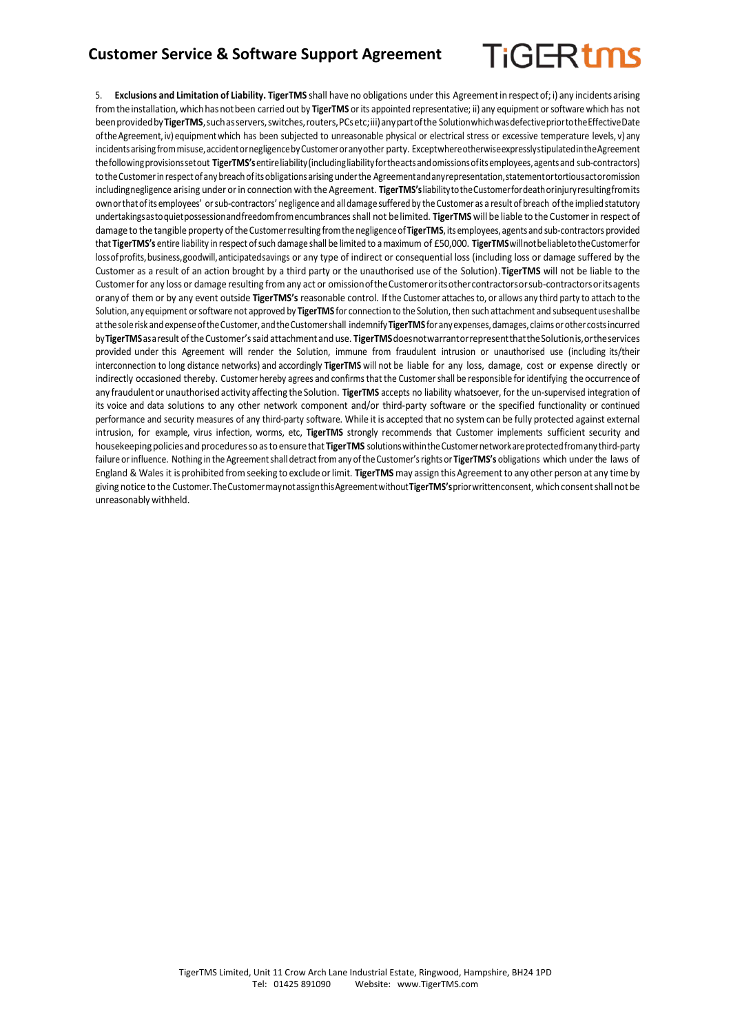5. **Exclusions and Limitation of Liability. TigerTMS** shall have no obligations under this Agreement in respect of; i) any incidents arising from the installation, which has not been carried out by **TigerTMS** or its appointed representative; ii) any equipment or software which has not been provided by **TigerTMS**, such as servers, switches, routers, PCs etc; iii) any part of the Solution which was defective prior to the Effective Date of the Agreement, iv) equipment which has been subjected to unreasonable physical or electrical stress or excessive temperature levels, v) any incidents arising from misuse, accident or negligence by Customer or any other party. Except where otherwise expressly stipulated in the Agreement the following provisions set out **TigerTMS's** entire liability (including liability for the acts and omissions of its employees, agents and sub-contractors) to the Customer in respect of any breach of its obligations arising under the Agreement and any representation, statement or tortious act or omission including negligence arising under or in connection with the Agreement. **TigerTMS's** liability to the Customer for death or injury resulting from its own or that of its employees' or sub-contractors' negligence and all damage suffered by the Customer as a result of breach of the implied statutory undertakings as to quiet possession and freedom from encumbrances shall not be limited. **TigerTMS** will be liable to the Customer in respect of damage to the tangible property of the Customer resulting from the negligence of **TigerTMS**, its employees, agents and sub-contractors provided that **TigerTMS's** entire liability in respect of such damage shall be limited to a maximum of £50,000. **TigerTMS** will not be liable to the Customer for loss of profits, business, goodwill, anticipated savings or any type of indirect or consequential loss (including loss or damage suffered by the Customer as a result of an action brought by a third party or the unauthorised use of the Solution). **TigerTMS** will not be liable to the Customer for any loss or damage resulting from any act or omission of the Customer or its other contractors or sub-contractors or its agents or any of them or by any event outside **TigerTMS's** reasonable control. If the Customer attaches to, or allows any third party to attach to the Solution, any equipment or software not approved by **TigerTMS** for connection to the Solution, then such attachment and subsequent use shall be at the sole risk and expense of the Customer, and the Customer shall indemnify **TigerTMS** for any expenses, damages, claims or other costs incurred by **TigerTMS** as a result of the Customer's said attachment and use. **TigerTMS** does not warrant or represent that the Solution is, or the services provided under this Agreement will render the Solution, immune from fraudulent intrusion or unauthorised use (including its/their interconnection to long distance networks) and accordingly **TigerTMS** will not be liable for any loss, damage, cost or expense directly or indirectly occasioned thereby. Customer hereby agrees and confirms that the Customer shall be responsible for identifying the occurrence of any fraudulent or unauthorised activity affecting the Solution. **TigerTMS** accepts no liability whatsoever, for the un-supervised integration of its voice and data solutions to any other network component and/or third-party software or the specified functionality or continued performance and security measures of any third-party software. While it is accepted that no system can be fully protected against external intrusion, for example, virus infection, worms, etc, **TigerTMS** strongly recommends that Customer implements sufficient security and housekeeping policies and procedures so as to ensure that **TigerTMS** solutions within the Customer network are protected from any third-party failure or influence. Nothing in the Agreement shall detract from any of the Customer's rights or **TigerTMS's** obligations which under the laws of England & Wales it is prohibited from seeking to exclude or limit. **TigerTMS** may assign this Agreement to any other person at any time by giving notice to the Customer. The Customer may not assign this Agreement without **TigerTMS's** prior written consent, which consent shall not be unreasonably withheld.